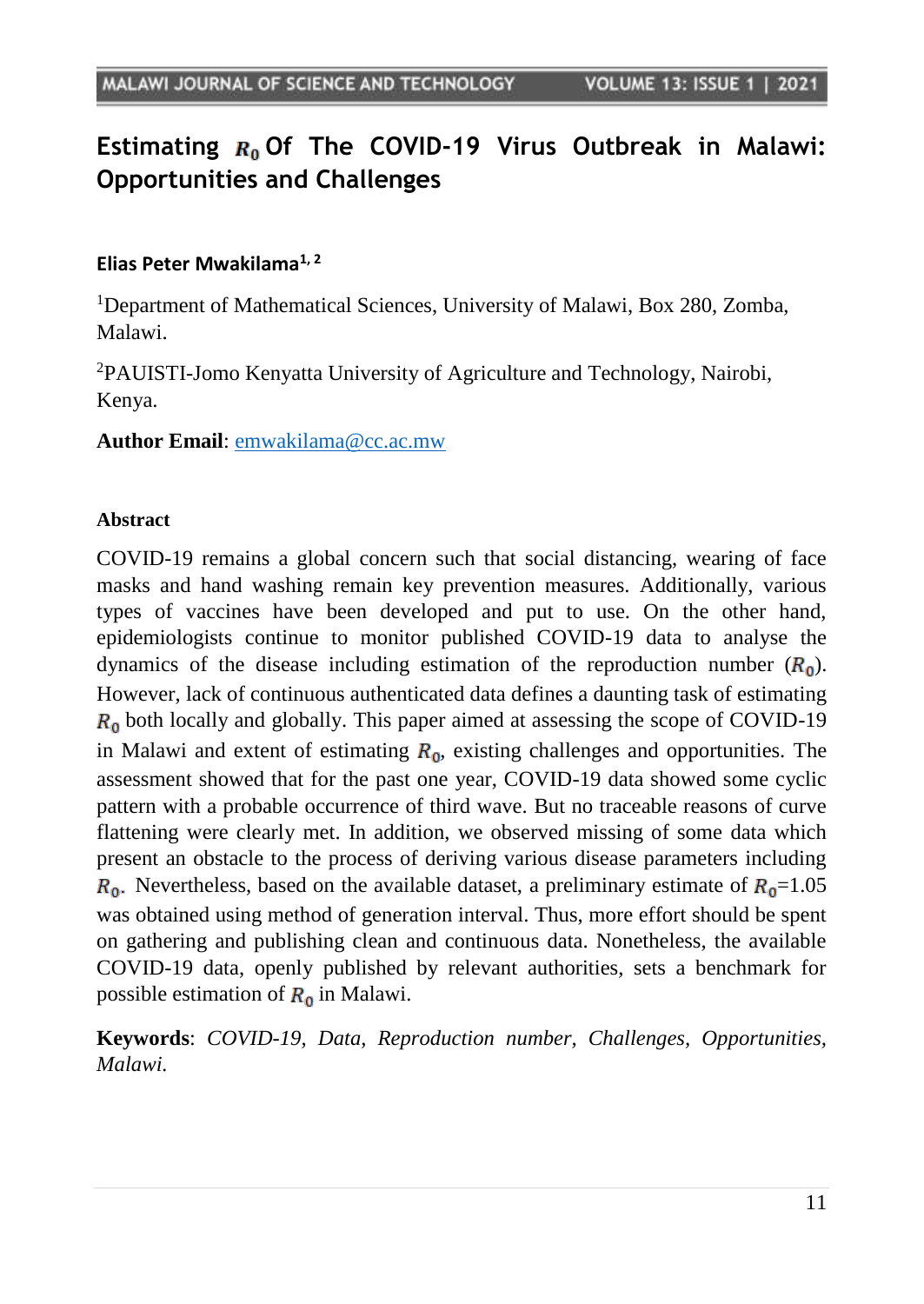# Estimating $R_0$ Of The COVID-19 Virus Outbreak in Malawi: Opportunities and Challenges

**Elias Peter Mwakilama[1, 2]**

[1]Department of Mathematical Sciences, University of Malawi, Box 280, Zomba, Malawi.

[2]PAUISTI-Jomo Kenyatta University of Agriculture and Technology, Nairobi, Kenya.

**Author Email**: emwakilama@cc.ac.mw

## Abstract

COVID-19 remains a global concern such that social distancing, wearing of face masks and hand washing remain key prevention measures. Additionally, various types of vaccines have been developed and put to use. On the other hand, epidemiologists continue to monitor published COVID-19 data to analyse the dynamics of the disease including estimation of the reproduction number ($R_0$). However, lack of continuous authenticated data defines a daunting task of estimating $R_0$ both locally and globally. This paper aimed at assessing the scope of COVID-19 in Malawi and extent of estimating $R_0$, existing challenges and opportunities. The assessment showed that for the past one year, COVID-19 data showed some cyclic pattern with a probable occurrence of third wave. But no traceable reasons of curve flattening were clearly met. In addition, we observed missing of some data which present an obstacle to the process of deriving various disease parameters including $R_0$. Nevertheless, based on the available dataset, a preliminary estimate of $R_0$=1.05 was obtained using method of generation interval. Thus, more effort should be spent on gathering and publishing clean and continuous data. Nonetheless, the available COVID-19 data, openly published by relevant authorities, sets a benchmark for possible estimation of $R_0$ in Malawi.

**Keywords**: *COVID-19, Data, Reproduction number, Challenges, Opportunities, Malawi.*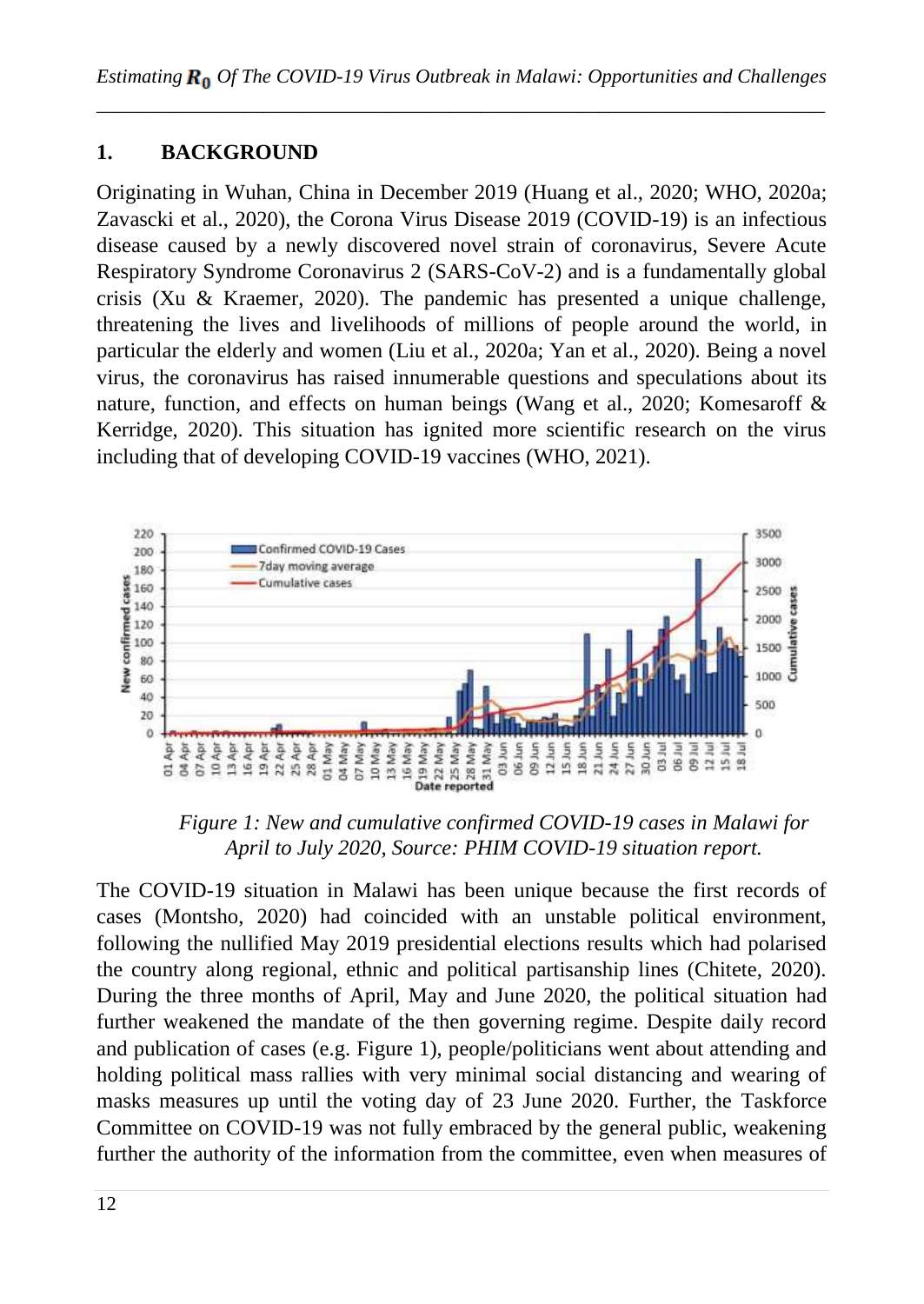## 1. BACKGROUND

Originating in Wuhan, China in December 2019 (Huang et al., 2020; WHO, 2020a; Zavascki et al., 2020), the Corona Virus Disease 2019 (COVID-19) is an infectious disease caused by a newly discovered novel strain of coronavirus, Severe Acute Respiratory Syndrome Coronavirus 2 (SARS-CoV-2) and is a fundamentally global crisis (Xu & Kraemer, 2020). The pandemic has presented a unique challenge, threatening the lives and livelihoods of millions of people around the world, in particular the elderly and women (Liu et al., 2020a; Yan et al., 2020). Being a novel virus, the coronavirus has raised innumerable questions and speculations about its nature, function, and effects on human beings (Wang et al., 2020; Komesaroff & Kerridge, 2020). This situation has ignited more scientific research on the virus including that of developing COVID-19 vaccines (WHO, 2021).

Confirmed COVID-19 Cases
7day moving average
Cumulative cases

New confirmed cases
220
200
180
160
140
120
100
80
60
40
20
0

Cumulative cases
3500
3000
2500
2000
1500
1000
500
0

01 Apr 04 Apr 07 Apr 10 Apr 13 Apr 16 Apr 19 Apr 22 Apr 25 Apr 28 Apr 01 May 04 May 07 May 10 May 13 May 16 May 19 May 22 May 25 May 28 May 31 May 03 Jun 06 Jun 09 Jun 12 Jun 15 Jun 18 Jun 21 Jun 24 Jun 27 Jun 30 Jun 03 Jul 06 Jul 09 Jul 12 Jul 15 Jul 18 Jul

Date reported

*Figure 1: New and cumulative confirmed COVID-19 cases in Malawi for April to July 2020, Source: PHIM COVID-19 situation report.*

The COVID-19 situation in Malawi has been unique because the first records of cases (Montsho, 2020) had coincided with an unstable political environment, following the nullified May 2019 presidential elections results which had polarised the country along regional, ethnic and political partisanship lines (Chitete, 2020). During the three months of April, May and June 2020, the political situation had further weakened the mandate of the then governing regime. Despite daily record and publication of cases (e.g. Figure 1), people/politicians went about attending and holding political mass rallies with very minimal social distancing and wearing of masks measures up until the voting day of 23 June 2020. Further, the Taskforce Committee on COVID-19 was not fully embraced by the general public, weakening further the authority of the information from the committee, even when measures of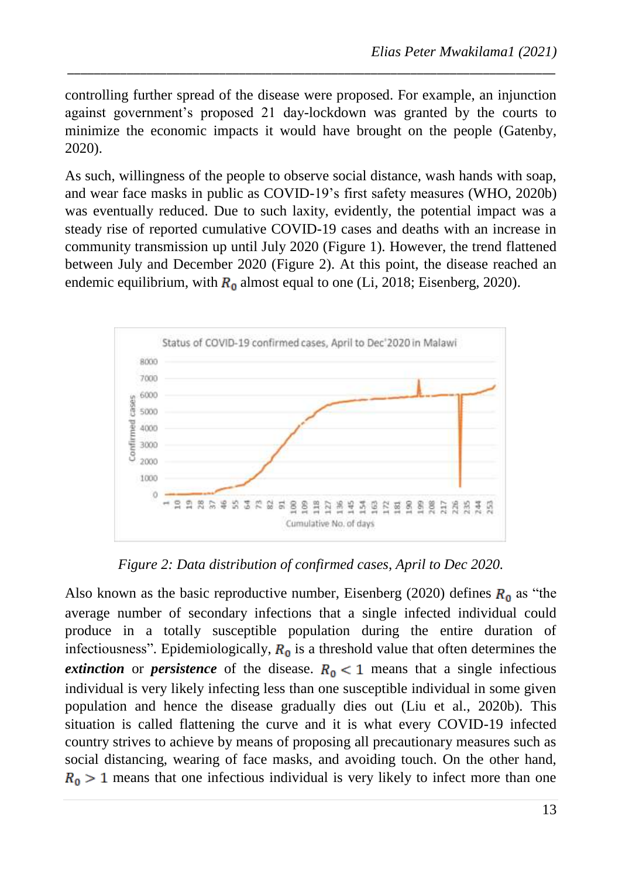controlling further spread of the disease were proposed. For example, an injunction against government's proposed 21 day-lockdown was granted by the courts to minimize the economic impacts it would have brought on the people (Gatenby, 2020).

As such, willingness of the people to observe social distance, wash hands with soap, and wear face masks in public as COVID-19's first safety measures (WHO, 2020b) was eventually reduced. Due to such laxity, evidently, the potential impact was a steady rise of reported cumulative COVID-19 cases and deaths with an increase in community transmission up until July 2020 (Figure 1). However, the trend flattened between July and December 2020 (Figure 2). At this point, the disease reached an endemic equilibrium, with $R_0$ almost equal to one (Li, 2018; Eisenberg, 2020).

Status of COVID-19 confirmed cases, April to Dec'2020 in Malawi

Confirmed cases

8000
7000
6000
5000
4000
3000
2000
1000
0

1 10 19 28 37 46 55 64 73 82 91 100 109 118 127 136 145 154 163 172 181 190 199 208 217 226 235 244 253

Cumulative No. of days

*Figure 2: Data distribution of confirmed cases, April to Dec 2020.*

Also known as the basic reproductive number, Eisenberg (2020) defines $R_0$ as "the average number of secondary infections that a single infected individual could produce in a totally susceptible population during the entire duration of infectiousness". Epidemiologically, $R_0$ is a threshold value that often determines the ***extinction*** or ***persistence*** of the disease. $R_0 < 1$ means that a single infectious individual is very likely infecting less than one susceptible individual in some given population and hence the disease gradually dies out (Liu et al., 2020b). This situation is called flattening the curve and it is what every COVID-19 infected country strives to achieve by means of proposing all precautionary measures such as social distancing, wearing of face masks, and avoiding touch. On the other hand, $R_0 > 1$ means that one infectious individual is very likely to infect more than one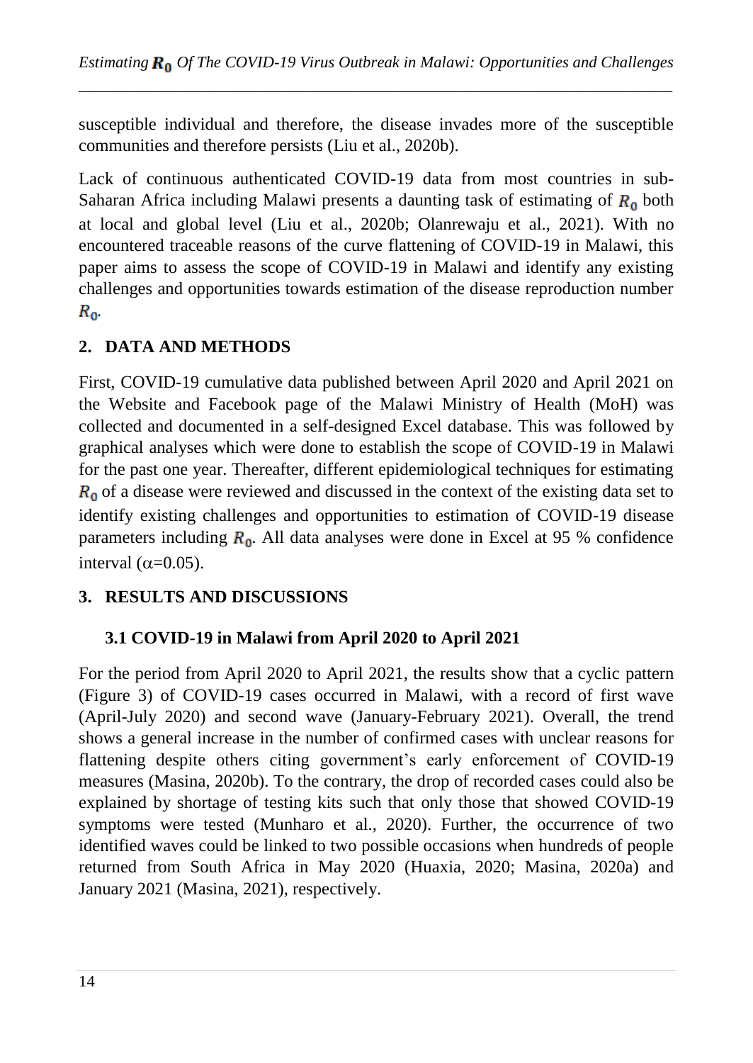susceptible individual and therefore, the disease invades more of the susceptible communities and therefore persists (Liu et al., 2020b).

Lack of continuous authenticated COVID-19 data from most countries in sub-Saharan Africa including Malawi presents a daunting task of estimating of $R_0$ both at local and global level (Liu et al., 2020b; Olanrewaju et al., 2021). With no encountered traceable reasons of the curve flattening of COVID-19 in Malawi, this paper aims to assess the scope of COVID-19 in Malawi and identify any existing challenges and opportunities towards estimation of the disease reproduction number $R_0$.

## 2. DATA AND METHODS

First, COVID-19 cumulative data published between April 2020 and April 2021 on the Website and Facebook page of the Malawi Ministry of Health (MoH) was collected and documented in a self-designed Excel database. This was followed by graphical analyses which were done to establish the scope of COVID-19 in Malawi for the past one year. Thereafter, different epidemiological techniques for estimating $R_0$ of a disease were reviewed and discussed in the context of the existing data set to identify existing challenges and opportunities to estimation of COVID-19 disease parameters including $R_0$. All data analyses were done in Excel at 95 % confidence interval ($\alpha$=0.05).

## 3. RESULTS AND DISCUSSIONS

### 3.1 COVID-19 in Malawi from April 2020 to April 2021

For the period from April 2020 to April 2021, the results show that a cyclic pattern (Figure 3) of COVID-19 cases occurred in Malawi, with a record of first wave (April-July 2020) and second wave (January-February 2021). Overall, the trend shows a general increase in the number of confirmed cases with unclear reasons for flattening despite others citing government's early enforcement of COVID-19 measures (Masina, 2020b). To the contrary, the drop of recorded cases could also be explained by shortage of testing kits such that only those that showed COVID-19 symptoms were tested (Munharo et al., 2020). Further, the occurrence of two identified waves could be linked to two possible occasions when hundreds of people returned from South Africa in May 2020 (Huaxia, 2020; Masina, 2020a) and January 2021 (Masina, 2021), respectively.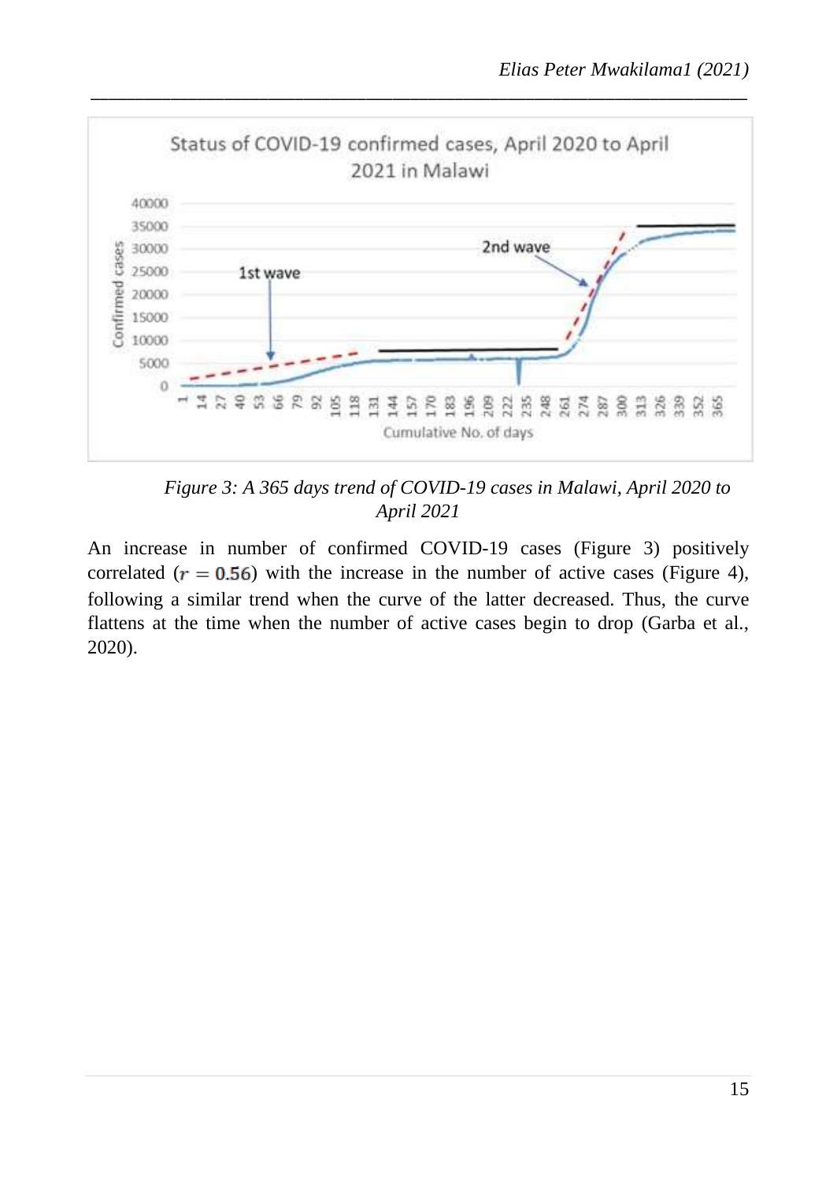Status of COVID-19 confirmed cases, April 2020 to April 2021 in Malawi

Confirmed cases

40000
35000
30000
25000
20000
15000
10000
5000
0

1st wave

2nd wave

1 14 27 40 53 66 79 92 105 118 131 144 157 170 183 196 209 222 235 248 261 274 287 300 313 326 339 352 365

Cumulative No. of days

*Figure 3: A 365 days trend of COVID-19 cases in Malawi, April 2020 to April 2021*

An increase in number of confirmed COVID-19 cases (Figure 3) positively correlated ($r = 0.56$) with the increase in the number of active cases (Figure 4), following a similar trend when the curve of the latter decreased. Thus, the curve flattens at the time when the number of active cases begin to drop (Garba et al., 2020).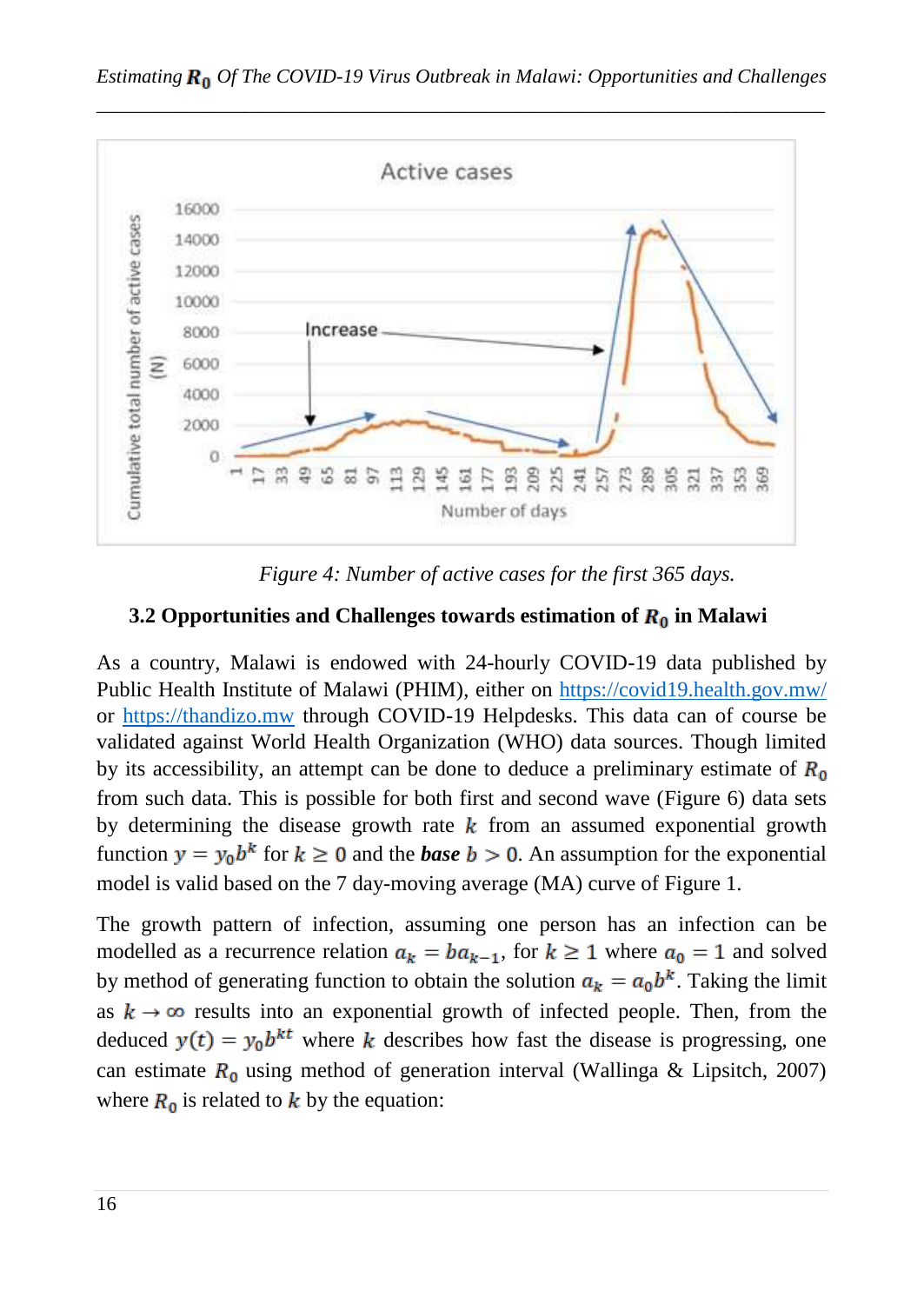Active cases

Cumulative total number of active cases (N)

16000
14000
12000
10000
8000
6000
4000
2000
0

Increase

1 17 33 49 65 81 97 113 129 145 161 177 193 209 225 241 257 273 289 305 321 337 353 369

Number of days

*Figure 4: Number of active cases for the first 365 days.*

### 3.2 Opportunities and Challenges towards estimation of $R_0$ in Malawi

As a country, Malawi is endowed with 24-hourly COVID-19 data published by Public Health Institute of Malawi (PHIM), either on https://covid19.health.gov.mw/ or https://thandizo.mw through COVID-19 Helpdesks. This data can of course be validated against World Health Organization (WHO) data sources. Though limited by its accessibility, an attempt can be done to deduce a preliminary estimate of $R_0$ from such data. This is possible for both first and second wave (Figure 6) data sets by determining the disease growth rate $k$ from an assumed exponential growth function $y = y_0 b^k$ for $k \geq 0$ and the ***base*** $b > 0$. An assumption for the exponential model is valid based on the 7 day-moving average (MA) curve of Figure 1.

The growth pattern of infection, assuming one person has an infection can be modelled as a recurrence relation $a_k = b a_{k-1}$, for $k \geq 1$ where $a_0 = 1$ and solved by method of generating function to obtain the solution $a_k = a_0 b^k$. Taking the limit as $k \to \infty$ results into an exponential growth of infected people. Then, from the deduced $y(t) = y_0 b^{kt}$ where $k$ describes how fast the disease is progressing, one can estimate $R_0$ using method of generation interval (Wallinga & Lipsitch, 2007) where $R_0$ is related to $k$ by the equation: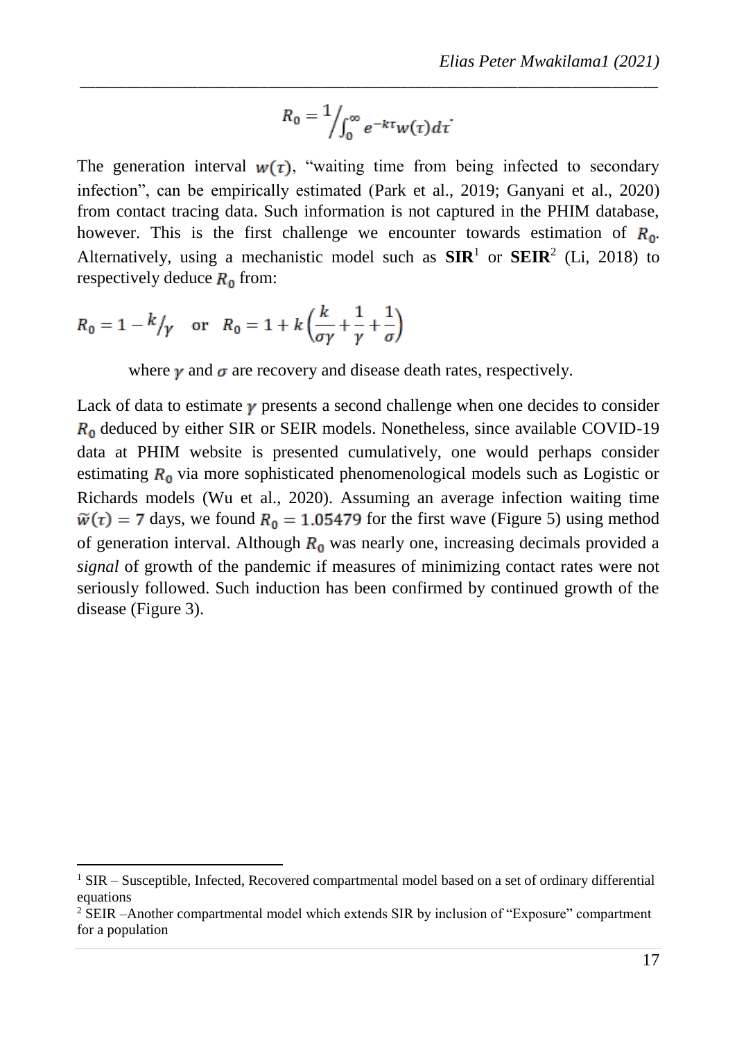$$R_0 = 1 \Big/ \int_0^{\infty} e^{-k\tau} w(\tau) d\tau$$

The generation interval $w(\tau)$, "waiting time from being infected to secondary infection", can be empirically estimated (Park et al., 2019; Ganyani et al., 2020) from contact tracing data. Such information is not captured in the PHIM database, however. This is the first challenge we encounter towards estimation of $R_0$. Alternatively, using a mechanistic model such as **SIR**[1] or **SEIR**[2] (Li, 2018) to respectively deduce $R_0$ from:

$$R_0 = 1 - k/\gamma \quad \text{or} \quad R_0 = 1 + k\left(\frac{k}{\sigma\gamma} + \frac{1}{\gamma} + \frac{1}{\sigma}\right)$$

where $\gamma$ and $\sigma$ are recovery and disease death rates, respectively.

Lack of data to estimate $\gamma$ presents a second challenge when one decides to consider $R_0$ deduced by either SIR or SEIR models. Nonetheless, since available COVID-19 data at PHIM website is presented cumulatively, one would perhaps consider estimating $R_0$ via more sophisticated phenomenological models such as Logistic or Richards models (Wu et al., 2020). Assuming an average infection waiting time $\widetilde{w}(\tau) = 7$ days, we found $R_0 = 1.05479$ for the first wave (Figure 5) using method of generation interval. Although $R_0$ was nearly one, increasing decimals provided a *signal* of growth of the pandemic if measures of minimizing contact rates were not seriously followed. Such induction has been confirmed by continued growth of the disease (Figure 3).

---

[1] SIR – Susceptible, Infected, Recovered compartmental model based on a set of ordinary differential equations

[2] SEIR –Another compartmental model which extends SIR by inclusion of "Exposure" compartment for a population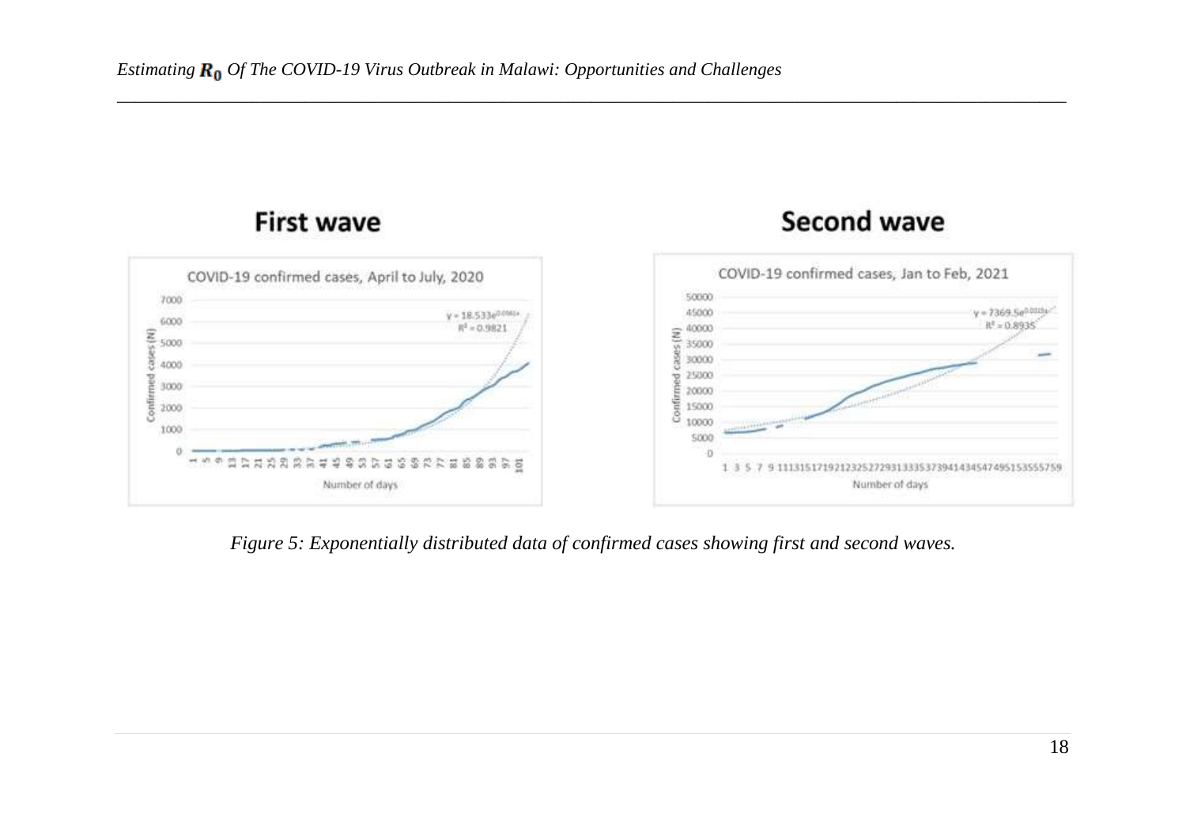First wave

COVID-19 confirmed cases, April to July, 2020

$y = 18.533e^{0.0561x}$

$R^2 = 0.9821$

Confirmed cases (N)

7000
6000
5000
4000
3000
2000
1000
0

1 5 9 13 17 21 25 29 33 37 41 45 49 53 57 61 65 69 73 77 81 85 89 93 97 101

Number of days

Second wave

COVID-19 confirmed cases, Jan to Feb, 2021

$y = 7369.5e^{0.0315x}$

$R^2 = 0.8935$

Confirmed cases (N)

50000
45000
40000
35000
30000
25000
20000
15000
10000
5000
0

1 3 5 7 9 11131517192123252729313335373941434547495153555759

Number of days

*Figure 5: Exponentially distributed data of confirmed cases showing first and second waves.*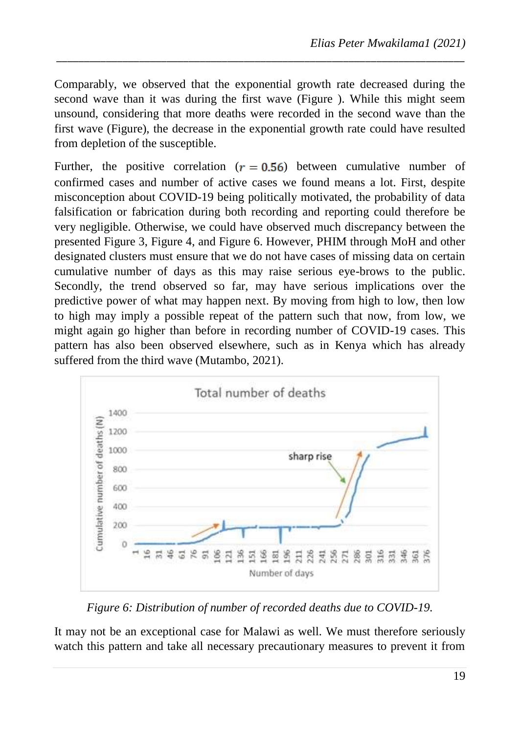Comparably, we observed that the exponential growth rate decreased during the second wave than it was during the first wave (Figure ). While this might seem unsound, considering that more deaths were recorded in the second wave than the first wave (Figure), the decrease in the exponential growth rate could have resulted from depletion of the susceptible.

Further, the positive correlation ($r = 0.56$) between cumulative number of confirmed cases and number of active cases we found means a lot. First, despite misconception about COVID-19 being politically motivated, the probability of data falsification or fabrication during both recording and reporting could therefore be very negligible. Otherwise, we could have observed much discrepancy between the presented Figure 3, Figure 4, and Figure 6. However, PHIM through MoH and other designated clusters must ensure that we do not have cases of missing data on certain cumulative number of days as this may raise serious eye-brows to the public. Secondly, the trend observed so far, may have serious implications over the predictive power of what may happen next. By moving from high to low, then low to high may imply a possible repeat of the pattern such that now, from low, we might again go higher than before in recording number of COVID-19 cases. This pattern has also been observed elsewhere, such as in Kenya which has already suffered from the third wave (Mutambo, 2021).

Total number of deaths

Cumulative number of deaths (N)

1400
1200
1000
800
600
400
200
0

sharp rise

1 16 31 46 61 76 91 106 121 136 151 166 181 196 211 226 241 256 271 286 301 316 331 346 361 376

Number of days

*Figure 6: Distribution of number of recorded deaths due to COVID-19.*

It may not be an exceptional case for Malawi as well. We must therefore seriously watch this pattern and take all necessary precautionary measures to prevent it from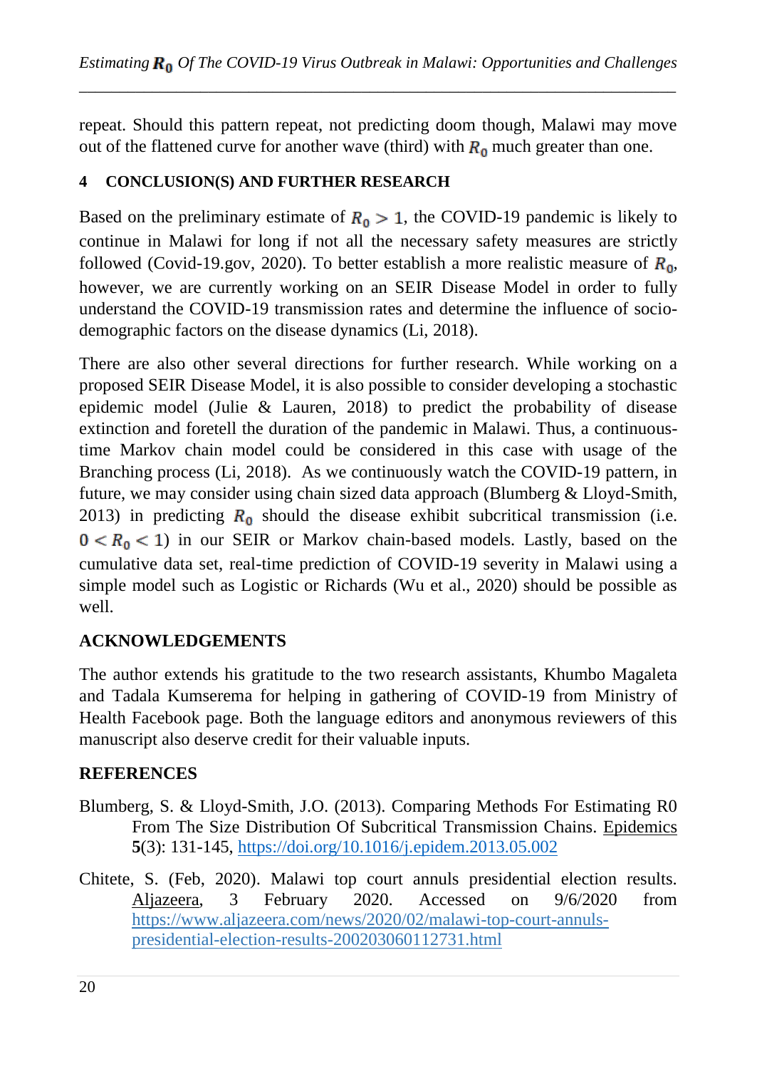repeat. Should this pattern repeat, not predicting doom though, Malawi may move out of the flattened curve for another wave (third) with $R_0$ much greater than one.

## 4 CONCLUSION(S) AND FURTHER RESEARCH

Based on the preliminary estimate of $R_0 > 1$, the COVID-19 pandemic is likely to continue in Malawi for long if not all the necessary safety measures are strictly followed (Covid-19.gov, 2020). To better establish a more realistic measure of $R_0$, however, we are currently working on an SEIR Disease Model in order to fully understand the COVID-19 transmission rates and determine the influence of socio-demographic factors on the disease dynamics (Li, 2018).

There are also other several directions for further research. While working on a proposed SEIR Disease Model, it is also possible to consider developing a stochastic epidemic model (Julie & Lauren, 2018) to predict the probability of disease extinction and foretell the duration of the pandemic in Malawi. Thus, a continuous-time Markov chain model could be considered in this case with usage of the Branching process (Li, 2018). As we continuously watch the COVID-19 pattern, in future, we may consider using chain sized data approach (Blumberg & Lloyd-Smith, 2013) in predicting $R_0$ should the disease exhibit subcritical transmission (i.e. $0 < R_0 < 1$) in our SEIR or Markov chain-based models. Lastly, based on the cumulative data set, real-time prediction of COVID-19 severity in Malawi using a simple model such as Logistic or Richards (Wu et al., 2020) should be possible as well.

## ACKNOWLEDGEMENTS

The author extends his gratitude to the two research assistants, Khumbo Magaleta and Tadala Kumserema for helping in gathering of COVID-19 from Ministry of Health Facebook page. Both the language editors and anonymous reviewers of this manuscript also deserve credit for their valuable inputs.

## REFERENCES

Blumberg, S. & Lloyd-Smith, J.O. (2013). Comparing Methods For Estimating R0 From The Size Distribution Of Subcritical Transmission Chains. Epidemics **5**(3): 131-145, https://doi.org/10.1016/j.epidem.2013.05.002

Chitete, S. (Feb, 2020). Malawi top court annuls presidential election results. Aljazeera, 3 February 2020. Accessed on 9/6/2020 from https://www.aljazeera.com/news/2020/02/malawi-top-court-annuls-presidential-election-results-200203060112731.html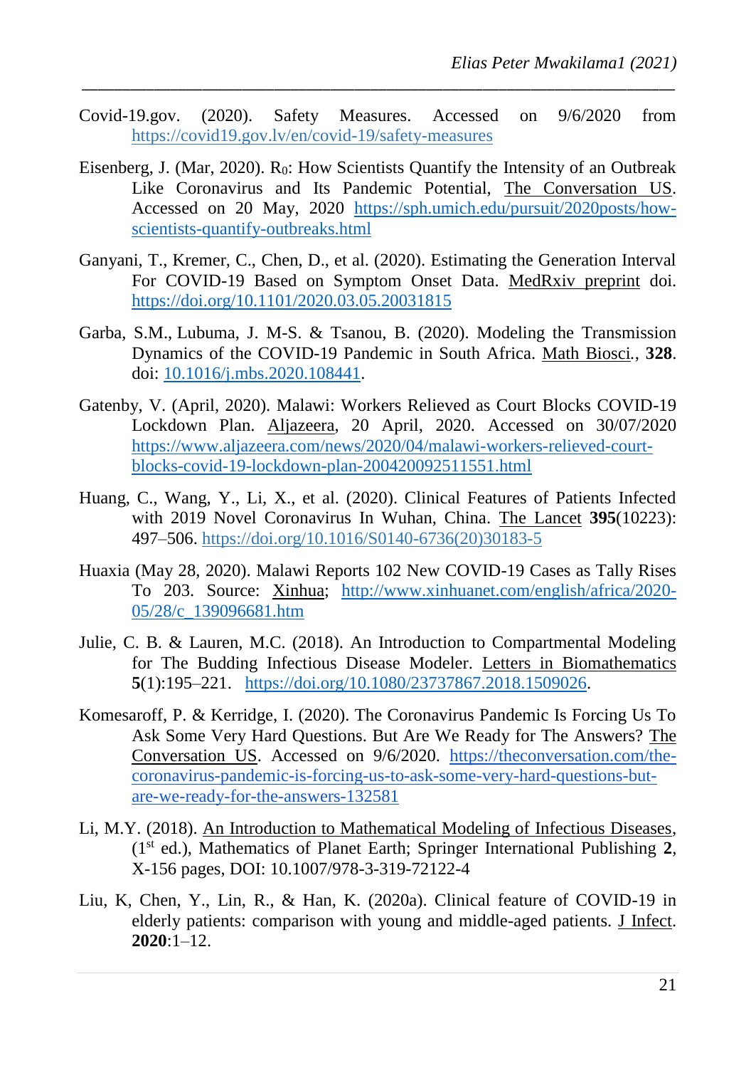Covid-19.gov. (2020). Safety Measures. Accessed on 9/6/2020 from https://covid19.gov.lv/en/covid-19/safety-measures

Eisenberg, J. (Mar, 2020). $R_0$: How Scientists Quantify the Intensity of an Outbreak Like Coronavirus and Its Pandemic Potential, The Conversation US. Accessed on 20 May, 2020 https://sph.umich.edu/pursuit/2020posts/how-scientists-quantify-outbreaks.html

Ganyani, T., Kremer, C., Chen, D., et al. (2020). Estimating the Generation Interval For COVID-19 Based on Symptom Onset Data. MedRxiv preprint doi. https://doi.org/10.1101/2020.03.05.20031815

Garba, S.M., Lubuma, J. M-S. & Tsanou, B. (2020). Modeling the Transmission Dynamics of the COVID-19 Pandemic in South Africa. Math Biosci., **328**. doi: 10.1016/j.mbs.2020.108441.

Gatenby, V. (April, 2020). Malawi: Workers Relieved as Court Blocks COVID-19 Lockdown Plan. Aljazeera, 20 April, 2020. Accessed on 30/07/2020 https://www.aljazeera.com/news/2020/04/malawi-workers-relieved-court-blocks-covid-19-lockdown-plan-200420092511551.html

Huang, C., Wang, Y., Li, X., et al. (2020). Clinical Features of Patients Infected with 2019 Novel Coronavirus In Wuhan, China. The Lancet **395**(10223): 497–506. https://doi.org/10.1016/S0140-6736(20)30183-5

Huaxia (May 28, 2020). Malawi Reports 102 New COVID-19 Cases as Tally Rises To 203. Source: Xinhua; http://www.xinhuanet.com/english/africa/2020-05/28/c_139096681.htm

Julie, C. B. & Lauren, M.C. (2018). An Introduction to Compartmental Modeling for The Budding Infectious Disease Modeler. Letters in Biomathematics **5**(1):195–221. https://doi.org/10.1080/23737867.2018.1509026.

Komesaroff, P. & Kerridge, I. (2020). The Coronavirus Pandemic Is Forcing Us To Ask Some Very Hard Questions. But Are We Ready for The Answers? The Conversation US. Accessed on 9/6/2020. https://theconversation.com/the-coronavirus-pandemic-is-forcing-us-to-ask-some-very-hard-questions-but-are-we-ready-for-the-answers-132581

Li, M.Y. (2018). An Introduction to Mathematical Modeling of Infectious Diseases, (1st ed.), Mathematics of Planet Earth; Springer International Publishing **2**, X-156 pages, DOI: 10.1007/978-3-319-72122-4

Liu, K, Chen, Y., Lin, R., & Han, K. (2020a). Clinical feature of COVID-19 in elderly patients: comparison with young and middle-aged patients. J Infect. **2020**:1–12.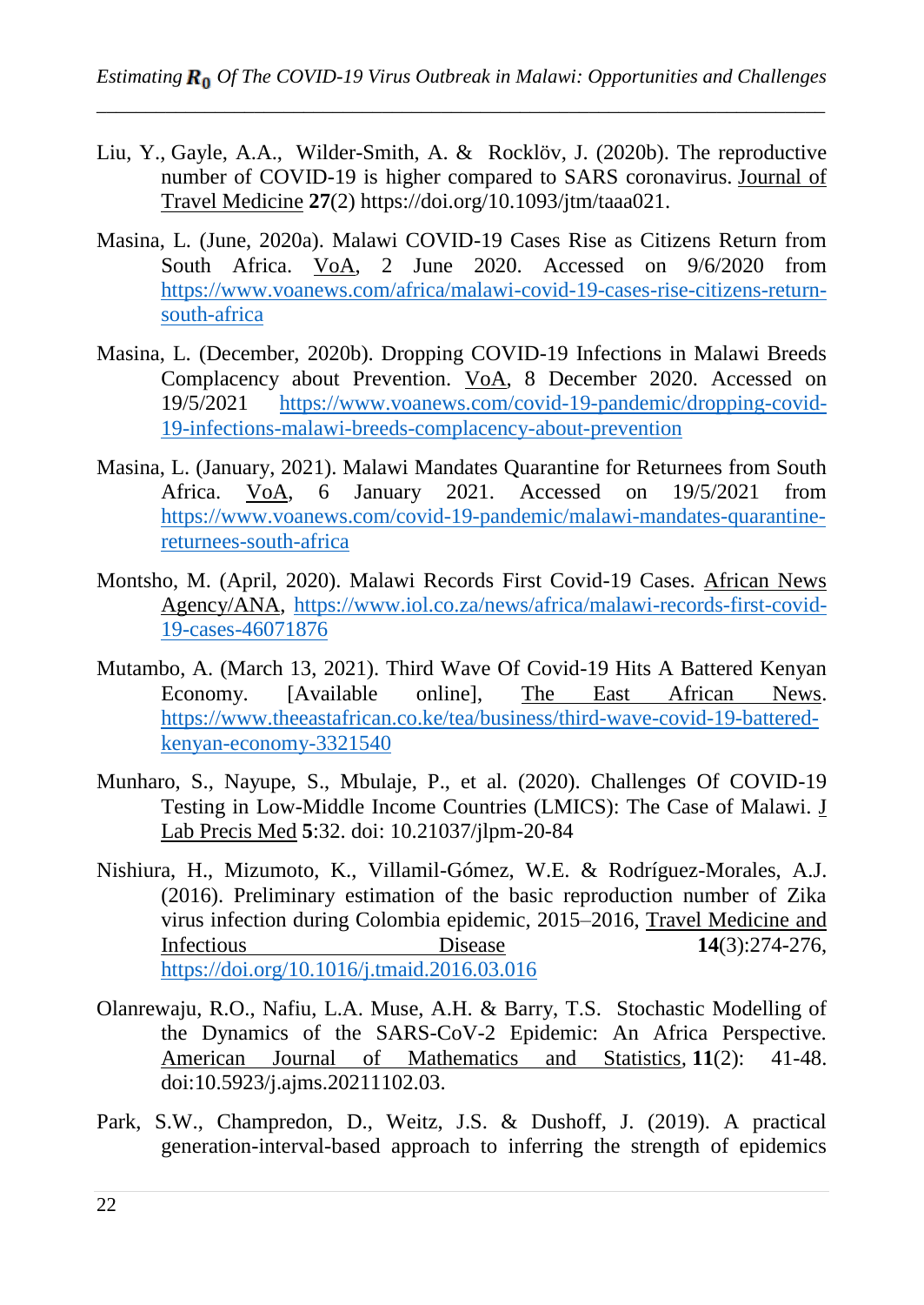Liu, Y., Gayle, A.A., Wilder-Smith, A. & Rocklöv, J. (2020b). The reproductive number of COVID-19 is higher compared to SARS coronavirus. Journal of Travel Medicine **27**(2) https://doi.org/10.1093/jtm/taaa021.

Masina, L. (June, 2020a). Malawi COVID-19 Cases Rise as Citizens Return from South Africa. VoA, 2 June 2020. Accessed on 9/6/2020 from https://www.voanews.com/africa/malawi-covid-19-cases-rise-citizens-return-south-africa

Masina, L. (December, 2020b). Dropping COVID-19 Infections in Malawi Breeds Complacency about Prevention. VoA, 8 December 2020. Accessed on 19/5/2021 https://www.voanews.com/covid-19-pandemic/dropping-covid-19-infections-malawi-breeds-complacency-about-prevention

Masina, L. (January, 2021). Malawi Mandates Quarantine for Returnees from South Africa. VoA, 6 January 2021. Accessed on 19/5/2021 from https://www.voanews.com/covid-19-pandemic/malawi-mandates-quarantine-returnees-south-africa

Montsho, M. (April, 2020). Malawi Records First Covid-19 Cases. African News Agency/ANA, https://www.iol.co.za/news/africa/malawi-records-first-covid-19-cases-46071876

Mutambo, A. (March 13, 2021). Third Wave Of Covid-19 Hits A Battered Kenyan Economy. [Available online], The East African News. https://www.theeastafrican.co.ke/tea/business/third-wave-covid-19-battered-kenyan-economy-3321540

Munharo, S., Nayupe, S., Mbulaje, P., et al. (2020). Challenges Of COVID-19 Testing in Low-Middle Income Countries (LMICS): The Case of Malawi. J Lab Precis Med **5**:32. doi: 10.21037/jlpm-20-84

Nishiura, H., Mizumoto, K., Villamil-Gómez, W.E. & Rodríguez-Morales, A.J. (2016). Preliminary estimation of the basic reproduction number of Zika virus infection during Colombia epidemic, 2015–2016, Travel Medicine and Infectious Disease **14**(3):274-276, https://doi.org/10.1016/j.tmaid.2016.03.016

Olanrewaju, R.O., Nafiu, L.A. Muse, A.H. & Barry, T.S. Stochastic Modelling of the Dynamics of the SARS-CoV-2 Epidemic: An Africa Perspective. American Journal of Mathematics and Statistics, **11**(2): 41-48. doi:10.5923/j.ajms.20211102.03.

Park, S.W., Champredon, D., Weitz, J.S. & Dushoff, J. (2019). A practical generation-interval-based approach to inferring the strength of epidemics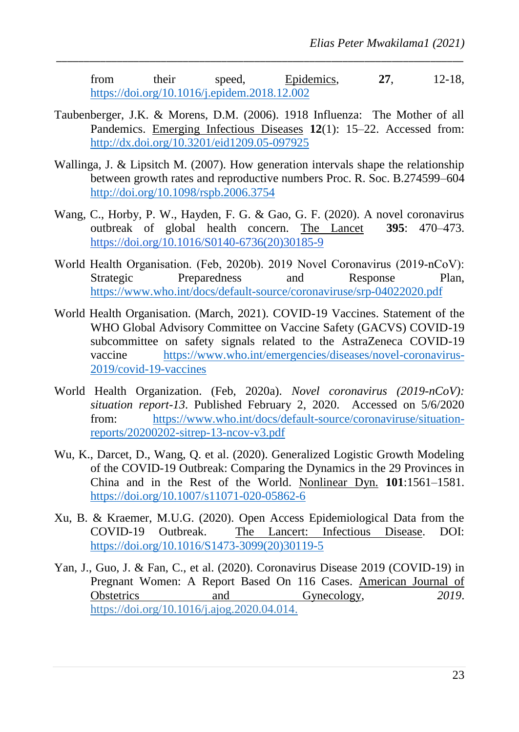from their speed, Epidemics, **27**, 12-18, https://doi.org/10.1016/j.epidem.2018.12.002

Taubenberger, J.K. & Morens, D.M. (2006). 1918 Influenza: The Mother of all Pandemics. Emerging Infectious Diseases **12**(1): 15–22. Accessed from: http://dx.doi.org/10.3201/eid1209.05-097925

Wallinga, J. & Lipsitch M. (2007). How generation intervals shape the relationship between growth rates and reproductive numbers Proc. R. Soc. B.274599–604 http://doi.org/10.1098/rspb.2006.3754

Wang, C., Horby, P. W., Hayden, F. G. & Gao, G. F. (2020). A novel coronavirus outbreak of global health concern. The Lancet **395**: 470–473. https://doi.org/10.1016/S0140-6736(20)30185-9

World Health Organisation. (Feb, 2020b). 2019 Novel Coronavirus (2019-nCoV): Strategic Preparedness and Response Plan, https://www.who.int/docs/default-source/coronaviruse/srp-04022020.pdf

World Health Organisation. (March, 2021). COVID-19 Vaccines. Statement of the WHO Global Advisory Committee on Vaccine Safety (GACVS) COVID-19 subcommittee on safety signals related to the AstraZeneca COVID-19 vaccine https://www.who.int/emergencies/diseases/novel-coronavirus-2019/covid-19-vaccines

World Health Organization. (Feb, 2020a). *Novel coronavirus (2019-nCoV): situation report-13*. Published February 2, 2020. Accessed on 5/6/2020 from: https://www.who.int/docs/default-source/coronaviruse/situation-reports/20200202-sitrep-13-ncov-v3.pdf

Wu, K., Darcet, D., Wang, Q. et al. (2020). Generalized Logistic Growth Modeling of the COVID-19 Outbreak: Comparing the Dynamics in the 29 Provinces in China and in the Rest of the World. Nonlinear Dyn. **101**:1561–1581. https://doi.org/10.1007/s11071-020-05862-6

Xu, B. & Kraemer, M.U.G. (2020). Open Access Epidemiological Data from the COVID-19 Outbreak. The Lancert: Infectious Disease. DOI: https://doi.org/10.1016/S1473-3099(20)30119-5

Yan, J., Guo, J. & Fan, C., et al. (2020). Coronavirus Disease 2019 (COVID-19) in Pregnant Women: A Report Based On 116 Cases. American Journal of Obstetrics and Gynecology, *2019*. https://doi.org/10.1016/j.ajog.2020.04.014.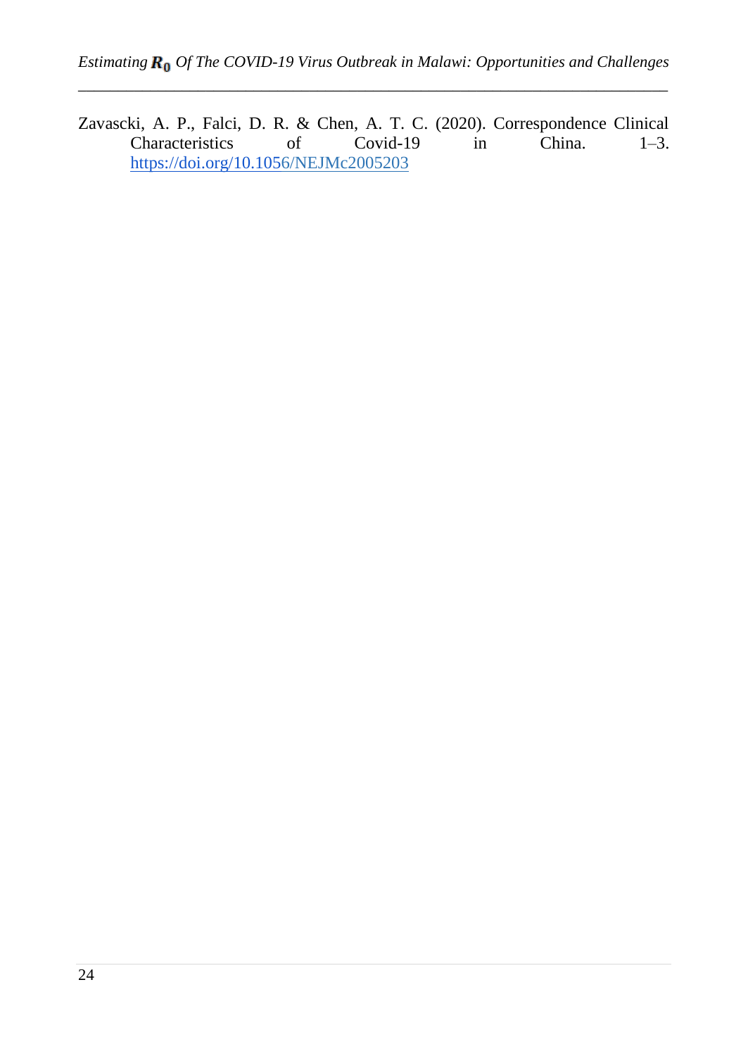Zavascki, A. P., Falci, D. R. & Chen, A. T. C. (2020). Correspondence Clinical Characteristics of Covid-19 in China. 1–3. https://doi.org/10.1056/NEJMc2005203